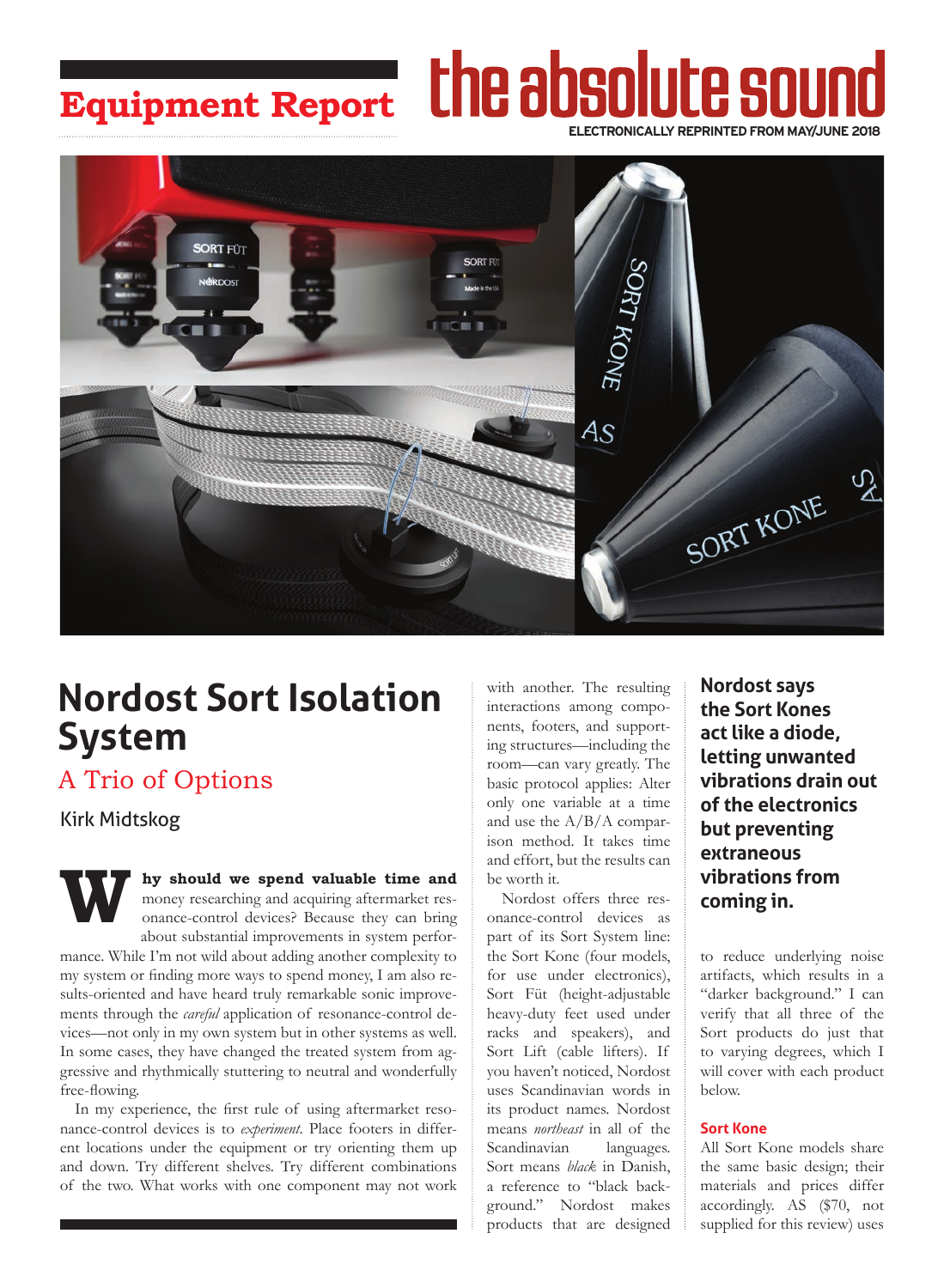Equipment Report

# Nordost Sort Isolation System

## A Trio of Options

Kirk Midtskog

**Why should we spend valuable time and** money researching and acquiring aftermarket resonance-control devices? Because they can bring about substantial improvements in system performance. While I'm not wild about adding another complexity to my system or finding more ways to spend money, I am also results-oriented and have heard truly remarkable sonic improvements through the *careful* application of resonance-control devices—not only in my own system but in other systems as well. In some cases, they have changed the treated system from aggressive and rhythmically stuttering to neutral and wonderfully free-flowing.

In my experience, the first rule of using aftermarket resonance-control devices is to *experiment*. Place footers in different locations under the equipment or try orienting them up and down. Try different shelves. Try different combinations of the two. What works with one component may not work with another. The resulting interactions among components, footers, and supporting structures—including the room—can vary greatly. The basic protocol applies: Alter only one variable at a time and use the A/B/A comparison method. It takes time and effort, but the results can be worth it.

Nordost offers three resonance-control devices as part of its Sort System line: the Sort Kone (four models, for use under electronics), Sort Füt (height-adjustable heavy-duty feet used under racks and speakers), and Sort Lift (cable lifters). If you haven't noticed, Nordost uses Scandinavian words in its product names. Nordost means *northeast* in all of the Scandinavian languages. Sort means *black* in Danish, a reference to "black background." Nordost makes products that are designed to reduce underlying noise artifacts, which results in a "darker background." I can verify that all three of the Sort products do just that to varying degrees, which I will cover with each product below.

**Nordost says the Sort Kones act like a diode, letting unwanted vibrations drain out of the electronics but preventing extraneous vibrations from coming in.**

### Sort Kone

All Sort Kone models share the same basic design; their materials and prices differ accordingly. AS ($70, not supplied for this review) uses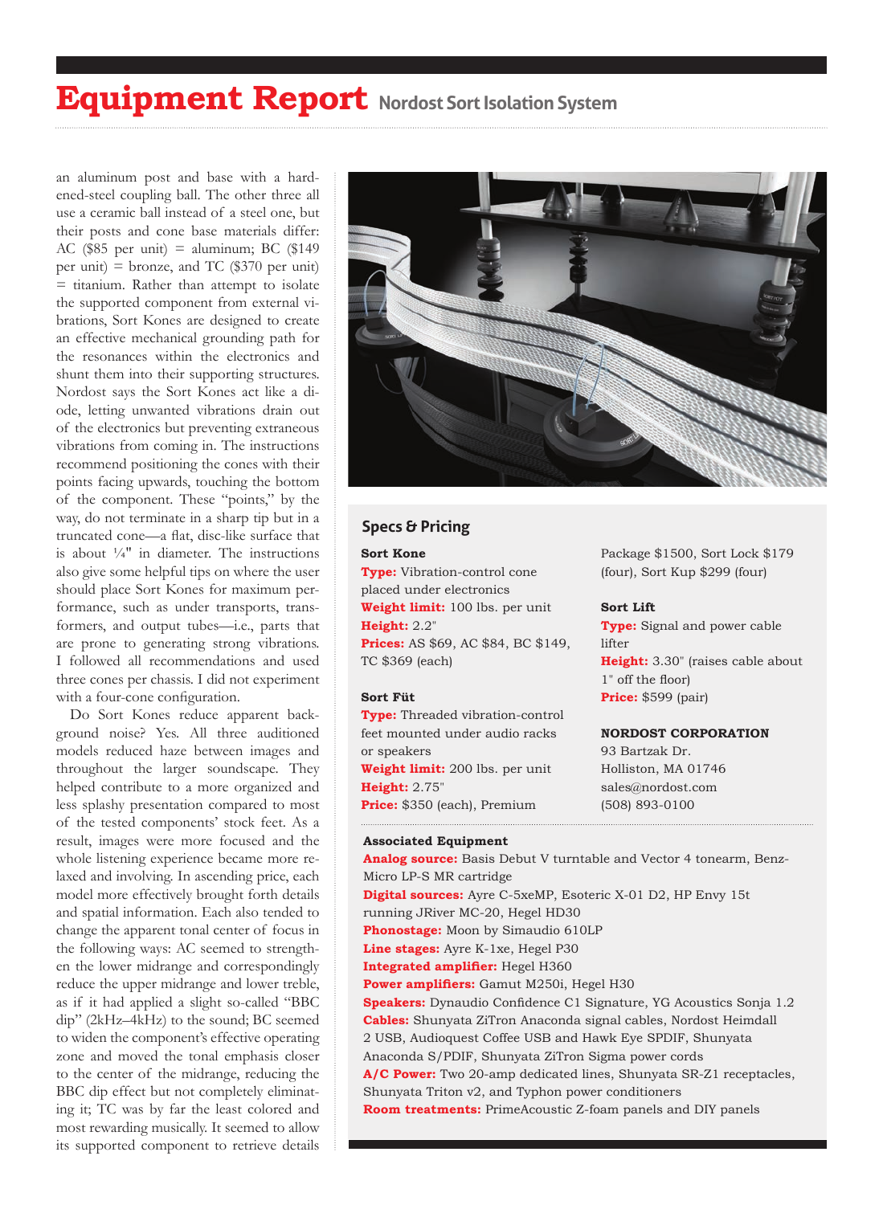# Equipment Report Nordost Sort Isolation System

an aluminum post and base with a hardened-steel coupling ball. The other three all use a ceramic ball instead of a steel one, but their posts and cone base materials differ: AC ($85 per unit) = aluminum; BC ($149 per unit) = bronze, and TC ($370 per unit) = titanium. Rather than attempt to isolate the supported component from external vibrations, Sort Kones are designed to create an effective mechanical grounding path for the resonances within the electronics and shunt them into their supporting structures. Nordost says the Sort Kones act like a diode, letting unwanted vibrations drain out of the electronics but preventing extraneous vibrations from coming in. The instructions recommend positioning the cones with their points facing upwards, touching the bottom of the component. These "points," by the way, do not terminate in a sharp tip but in a truncated cone—a flat, disc-like surface that is about ¼" in diameter. The instructions also give some helpful tips on where the user should place Sort Kones for maximum performance, such as under transports, transformers, and output tubes—i.e., parts that are prone to generating strong vibrations. I followed all recommendations and used three cones per chassis. I did not experiment with a four-cone configuration.

Do Sort Kones reduce apparent background noise? Yes. All three auditioned models reduced haze between images and throughout the larger soundscape. They helped contribute to a more organized and less splashy presentation compared to most of the tested components' stock feet. As a result, images were more focused and the whole listening experience became more relaxed and involving. In ascending price, each model more effectively brought forth details and spatial information. Each also tended to change the apparent tonal center of focus in the following ways: AC seemed to strengthen the lower midrange and correspondingly reduce the upper midrange and lower treble, as if it had applied a slight so-called "BBC dip" (2kHz–4kHz) to the sound; BC seemed to widen the component's effective operating zone and moved the tonal emphasis closer to the center of the midrange, reducing the BBC dip effect but not completely eliminating it; TC was by far the least colored and most rewarding musically. It seemed to allow its supported component to retrieve details

## Specs & Pricing

**Sort Kone**
**Type:** Vibration-control cone placed under electronics
**Weight limit:** 100 lbs. per unit
**Height:** 2.2"
**Prices:** AS $69, AC $84, BC $149, TC $369 (each)

**Sort Füt**
**Type:** Threaded vibration-control feet mounted under audio racks or speakers
**Weight limit:** 200 lbs. per unit
**Height:** 2.75"
**Price:** $350 (each), Premium Package $1500, Sort Lock $179 (four), Sort Kup $299 (four)

**Sort Lift**
**Type:** Signal and power cable lifter
**Height:** 3.30" (raises cable about 1" off the floor)
**Price:** $599 (pair)

**NORDOST CORPORATION**
93 Bartzak Dr.
Holliston, MA 01746
sales@nordost.com
(508) 893-0100

**Associated Equipment**
**Analog source:** Basis Debut V turntable and Vector 4 tonearm, Benz-Micro LP-S MR cartridge
**Digital sources:** Ayre C-5xeMP, Esoteric X-01 D2, HP Envy 15t running JRiver MC-20, Hegel HD30
**Phonostage:** Moon by Simaudio 610LP
**Line stages:** Ayre K-1xe, Hegel P30
**Integrated amplifier:** Hegel H360
**Power amplifiers:** Gamut M250i, Hegel H30
**Speakers:** Dynaudio Confidence C1 Signature, YG Acoustics Sonja 1.2
**Cables:** Shunyata ZiTron Anaconda signal cables, Nordost Heimdall 2 USB, Audioquest Coffee USB and Hawk Eye SPDIF, Shunyata Anaconda S/PDIF, Shunyata ZiTron Sigma power cords
**A/C Power:** Two 20-amp dedicated lines, Shunyata SR-Z1 receptacles, Shunyata Triton v2, and Typhon power conditioners
**Room treatments:** PrimeAcoustic Z-foam panels and DIY panels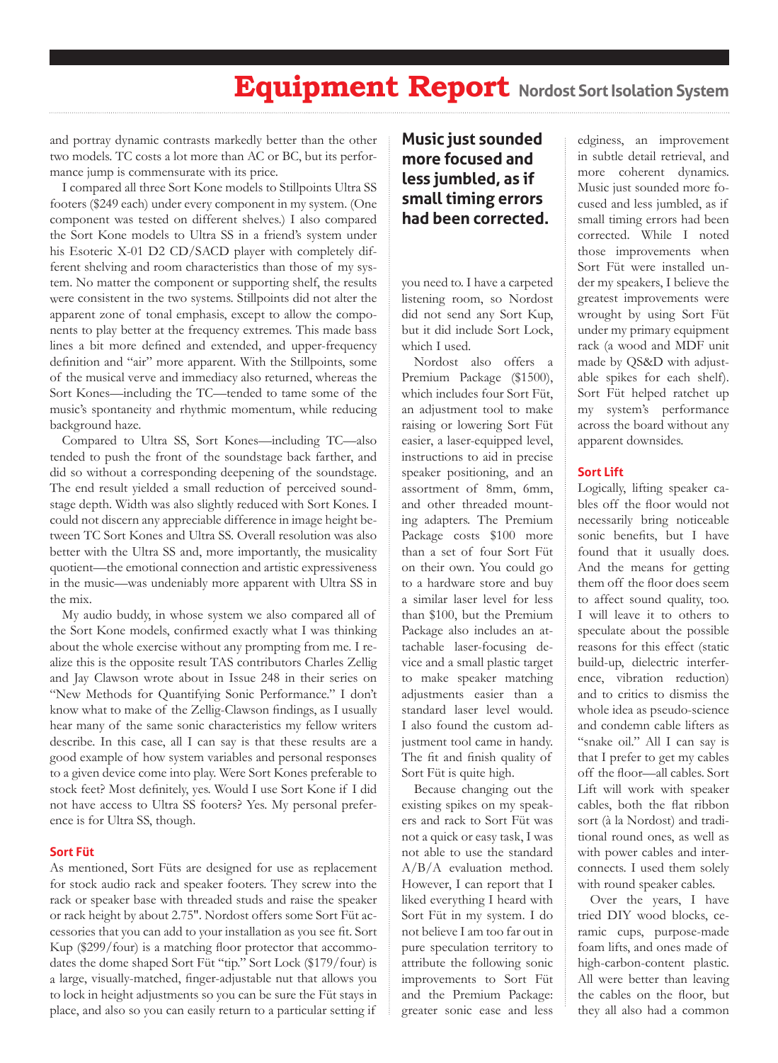and portray dynamic contrasts markedly better than the other two models. TC costs a lot more than AC or BC, but its performance jump is commensurate with its price.

I compared all three Sort Kone models to Stillpoints Ultra SS footers ($249 each) under every component in my system. (One component was tested on different shelves.) I also compared the Sort Kone models to Ultra SS in a friend's system under his Esoteric X-01 D2 CD/SACD player with completely different shelving and room characteristics than those of my system. No matter the component or supporting shelf, the results were consistent in the two systems. Stillpoints did not alter the apparent zone of tonal emphasis, except to allow the components to play better at the frequency extremes. This made bass lines a bit more defined and extended, and upper-frequency definition and "air" more apparent. With the Stillpoints, some of the musical verve and immediacy also returned, whereas the Sort Kones—including the TC—tended to tame some of the music's spontaneity and rhythmic momentum, while reducing background haze.

Compared to Ultra SS, Sort Kones—including TC—also tended to push the front of the soundstage back farther, and did so without a corresponding deepening of the soundstage. The end result yielded a small reduction of perceived soundstage depth. Width was also slightly reduced with Sort Kones. I could not discern any appreciable difference in image height between TC Sort Kones and Ultra SS. Overall resolution was also better with the Ultra SS and, more importantly, the musicality quotient—the emotional connection and artistic expressiveness in the music—was undeniably more apparent with Ultra SS in the mix.

My audio buddy, in whose system we also compared all of the Sort Kone models, confirmed exactly what I was thinking about the whole exercise without any prompting from me. I realize this is the opposite result TAS contributors Charles Zellig and Jay Clawson wrote about in Issue 248 in their series on "New Methods for Quantifying Sonic Performance." I don't know what to make of the Zellig-Clawson findings, as I usually hear many of the same sonic characteristics my fellow writers describe. In this case, all I can say is that these results are a good example of how system variables and personal responses to a given device come into play. Were Sort Kones preferable to stock feet? Most definitely, yes. Would I use Sort Kone if I did not have access to Ultra SS footers? Yes. My personal preference is for Ultra SS, though.

## Sort Füt

As mentioned, Sort Füts are designed for use as replacement for stock audio rack and speaker footers. They screw into the rack or speaker base with threaded studs and raise the speaker or rack height by about 2.75". Nordost offers some Sort Füt accessories that you can add to your installation as you see fit. Sort Kup ($299/four) is a matching floor protector that accommodates the dome shaped Sort Füt "tip." Sort Lock ($179/four) is a large, visually-matched, finger-adjustable nut that allows you to lock in height adjustments so you can be sure the Füt stays in place, and also so you can easily return to a particular setting if you need to. I have a carpeted listening room, so Nordost did not send any Sort Kup, but it did include Sort Lock, which I used.

**Music just sounded more focused and less jumbled, as if small timing errors had been corrected.**

Nordost also offers a Premium Package ($1500), which includes four Sort Füt, an adjustment tool to make raising or lowering Sort Füt easier, a laser-equipped level, instructions to aid in precise speaker positioning, and an assortment of 8mm, 6mm, and other threaded mounting adapters. The Premium Package costs $100 more than a set of four Sort Füt on their own. You could go to a hardware store and buy a similar laser level for less than $100, but the Premium Package also includes an attachable laser-focusing device and a small plastic target to make speaker matching adjustments easier than a standard laser level would. I also found the custom adjustment tool came in handy. The fit and finish quality of Sort Füt is quite high.

Because changing out the existing spikes on my speakers and rack to Sort Füt was not a quick or easy task, I was not able to use the standard A/B/A evaluation method. However, I can report that I liked everything I heard with Sort Füt in my system. I do not believe I am too far out in pure speculation territory to attribute the following sonic improvements to Sort Füt and the Premium Package: greater sonic ease and less edginess, an improvement in subtle detail retrieval, and more coherent dynamics. Music just sounded more focused and less jumbled, as if small timing errors had been corrected. While I noted those improvements when Sort Füt were installed under my speakers, I believe the greatest improvements were wrought by using Sort Füt under my primary equipment rack (a wood and MDF unit made by QS&D with adjustable spikes for each shelf). Sort Füt helped ratchet up my system's performance across the board without any apparent downsides.

## Sort Lift

Logically, lifting speaker cables off the floor would not necessarily bring noticeable sonic benefits, but I have found that it usually does. And the means for getting them off the floor does seem to affect sound quality, too. I will leave it to others to speculate about the possible reasons for this effect (static build-up, dielectric interference, vibration reduction) and to critics to dismiss the whole idea as pseudo-science and condemn cable lifters as "snake oil." All I can say is that I prefer to get my cables off the floor—all cables. Sort Lift will work with speaker cables, both the flat ribbon sort (à la Nordost) and traditional round ones, as well as with power cables and interconnects. I used them solely with round speaker cables.

Over the years, I have tried DIY wood blocks, ceramic cups, purpose-made foam lifts, and ones made of high-carbon-content plastic. All were better than leaving the cables on the floor, but they all also had a common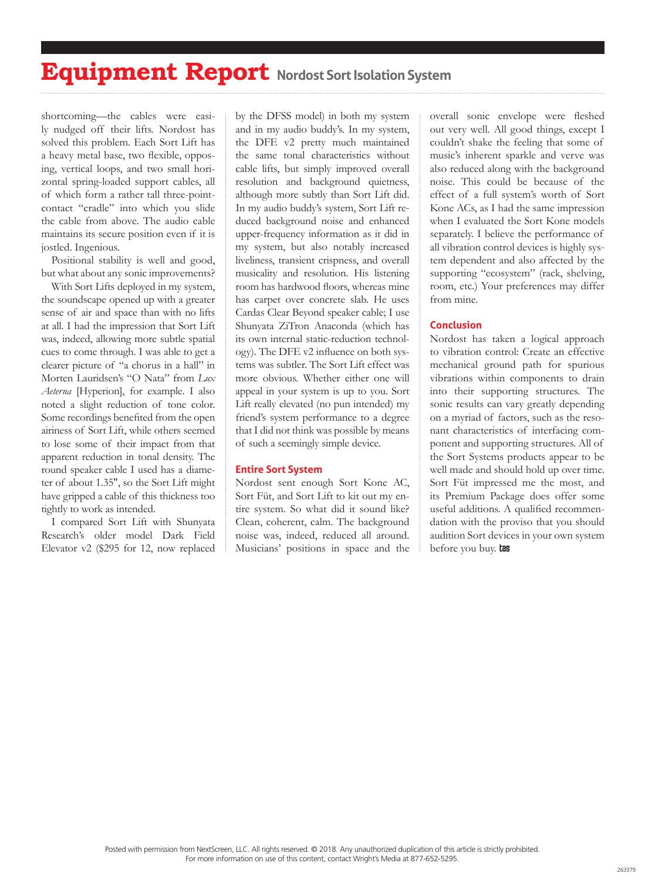shortcoming—the cables were easily nudged off their lifts. Nordost has solved this problem. Each Sort Lift has a heavy metal base, two flexible, opposing, vertical loops, and two small horizontal spring-loaded support cables, all of which form a rather tall three-point-contact "cradle" into which you slide the cable from above. The audio cable maintains its secure position even if it is jostled. Ingenious.

Positional stability is well and good, but what about any sonic improvements?

With Sort Lifts deployed in my system, the soundscape opened up with a greater sense of air and space than with no lifts at all. I had the impression that Sort Lift was, indeed, allowing more subtle spatial cues to come through. I was able to get a clearer picture of "a chorus in a hall" in Morten Lauridsen's "O Nata" from *Lux Aeterna* [Hyperion], for example. I also noted a slight reduction of tone color. Some recordings benefited from the open airiness of Sort Lift, while others seemed to lose some of their impact from that apparent reduction in tonal density. The round speaker cable I used has a diameter of about 1.35", so the Sort Lift might have gripped a cable of this thickness too tightly to work as intended.

I compared Sort Lift with Shunyata Research's older model Dark Field Elevator v2 ($295 for 12, now replaced by the DFSS model) in both my system and in my audio buddy's. In my system, the DFE v2 pretty much maintained the same tonal characteristics without cable lifts, but simply improved overall resolution and background quietness, although more subtly than Sort Lift did. In my audio buddy's system, Sort Lift reduced background noise and enhanced upper-frequency information as it did in my system, but also notably increased liveliness, transient crispness, and overall musicality and resolution. His listening room has hardwood floors, whereas mine has carpet over concrete slab. He uses Cardas Clear Beyond speaker cable; I use Shunyata ZiTron Anaconda (which has its own internal static-reduction technology). The DFE v2 influence on both systems was subtler. The Sort Lift effect was more obvious. Whether either one will appeal in your system is up to you. Sort Lift really elevated (no pun intended) my friend's system performance to a degree that I did not think was possible by means of such a seemingly simple device.

## Entire Sort System

Nordost sent enough Sort Kone AC, Sort Füt, and Sort Lift to kit out my entire system. So what did it sound like? Clean, coherent, calm. The background noise was, indeed, reduced all around. Musicians' positions in space and the overall sonic envelope were fleshed out very well. All good things, except I couldn't shake the feeling that some of music's inherent sparkle and verve was also reduced along with the background noise. This could be because of the effect of a full system's worth of Sort Kone ACs, as I had the same impression when I evaluated the Sort Kone models separately. I believe the performance of all vibration control devices is highly system dependent and also affected by the supporting "ecosystem" (rack, shelving, room, etc.) Your preferences may differ from mine.

## Conclusion

Nordost has taken a logical approach to vibration control: Create an effective mechanical ground path for spurious vibrations within components to drain into their supporting structures. The sonic results can vary greatly depending on a myriad of factors, such as the resonant characteristics of interfacing component and supporting structures. All of the Sort Systems products appear to be well made and should hold up over time. Sort Füt impressed me the most, and its Premium Package does offer some useful additions. A qualified recommendation with the proviso that you should audition Sort devices in your own system before you buy. tas

Posted with permission from NextScreen, LLC. All rights reserved. © 2018. Any unauthorized duplication of this article is strictly prohibited.
For more information on use of this content, contact Wright's Media at 877-652-5295.